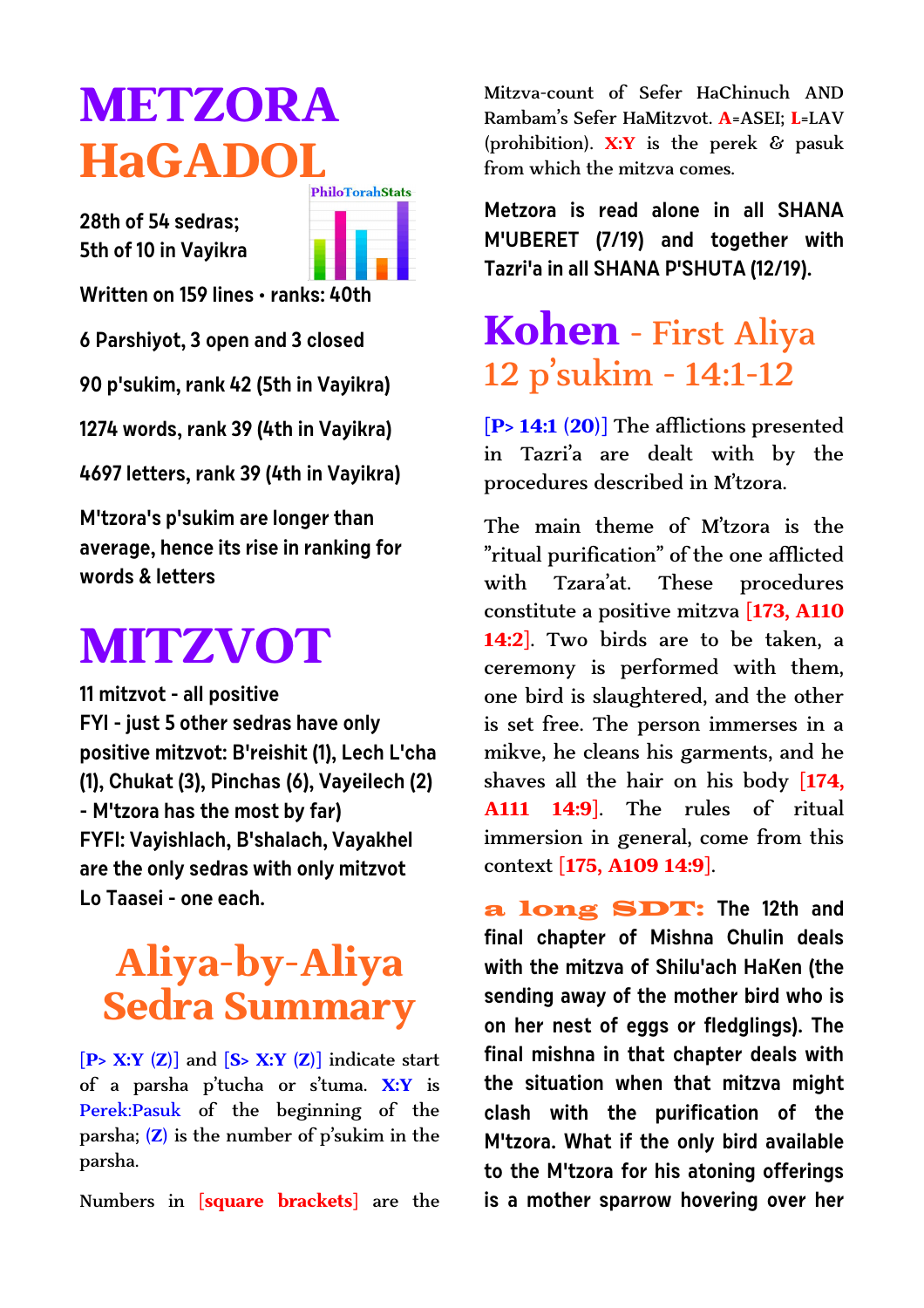# METZORA HaGADOL

**28th of 54 sedras;**
**5th of 10 in Vayikra**

**Written on 159 lines • ranks: 40th**

**6 Parshiyot, 3 open and 3 closed**

**90 p'sukim, rank 42 (5th in Vayikra)**

**1274 words, rank 39 (4th in Vayikra)**

**4697 letters, rank 39 (4th in Vayikra)**

**M'tzora's p'sukim are longer than average, hence its rise in ranking for words & letters**

# MITZVOT

**11 mitzvot - all positive**
**FYI - just 5 other sedras have only positive mitzvot: B'reishit (1), Lech L'cha (1), Chukat (3), Pinchas (6), Vayeilech (2) - M'tzora has the most by far)**
**FYFI: Vayishlach, B'shalach, Vayakhel are the only sedras with only mitzvot Lo Taasei - one each.**

## Aliya-by-Aliya Sedra Summary

[P> X:Y (Z)] and [S> X:Y (Z)] indicate start of a parsha p'tucha or s'tuma. X:Y is Perek:Pasuk of the beginning of the parsha; (Z) is the number of p'sukim in the parsha.

Numbers in [square brackets] are the Mitzva-count of Sefer HaChinuch AND Rambam's Sefer HaMitzvot. A=ASEI; L=LAV (prohibition). X:Y is the perek & pasuk from which the mitzva comes.

**Metzora is read alone in all SHANA M'UBERET (7/19) and together with Tazri'a in all SHANA P'SHUTA (12/19).**

## Kohen - First Aliya 12 p'sukim - 14:1-12

[P> 14:1 (20)] The afflictions presented in Tazri'a are dealt with by the procedures described in M'tzora.

The main theme of M'tzora is the "ritual purification" of the one afflicted with Tzara'at. These procedures constitute a positive mitzva [173, A110 14:2]. Two birds are to be taken, a ceremony is performed with them, one bird is slaughtered, and the other is set free. The person immerses in a mikve, he cleans his garments, and he shaves all the hair on his body [174, A111 14:9]. The rules of ritual immersion in general, come from this context [175, A109 14:9].

**a long SDT:** **The 12th and final chapter of Mishna Chulin deals with the mitzva of Shilu'ach HaKen (the sending away of the mother bird who is on her nest of eggs or fledglings). The final mishna in that chapter deals with the situation when that mitzva might clash with the purification of the M'tzora. What if the only bird available to the M'tzora for his atoning offerings is a mother sparrow hovering over her**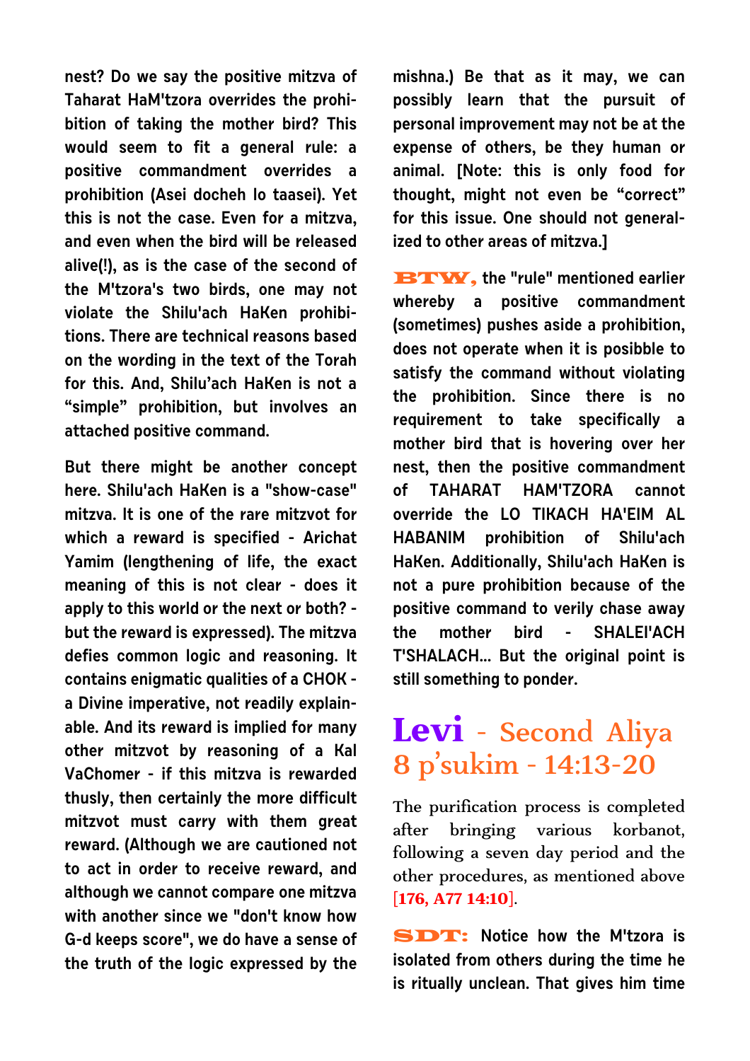**nest? Do we say the positive mitzva of Taharat HaM'tzora overrides the prohibition of taking the mother bird? This would seem to fit a general rule: a positive commandment overrides a prohibition (Asei docheh lo taasei). Yet this is not the case. Even for a mitzva, and even when the bird will be released alive(!), as is the case of the second of the M'tzora's two birds, one may not violate the Shilu'ach HaKen prohibitions. There are technical reasons based on the wording in the text of the Torah for this. And, Shilu'ach HaKen is not a "simple" prohibition, but involves an attached positive command.**

**But there might be another concept here. Shilu'ach HaKen is a "show-case" mitzva. It is one of the rare mitzvot for which a reward is specified - Arichat Yamim (lengthening of life, the exact meaning of this is not clear - does it apply to this world or the next or both? - but the reward is expressed). The mitzva defies common logic and reasoning. It contains enigmatic qualities of a CHOK - a Divine imperative, not readily explainable. And its reward is implied for many other mitzvot by reasoning of a Kal VaChomer - if this mitzva is rewarded thusly, then certainly the more difficult mitzvot must carry with them great reward. (Although we are cautioned not to act in order to receive reward, and although we cannot compare one mitzva with another since we "don't know how G-d keeps score", we do have a sense of the truth of the logic expressed by the mishna.) Be that as it may, we can possibly learn that the pursuit of personal improvement may not be at the expense of others, be they human or animal. [Note: this is only food for thought, might not even be "correct" for this issue. One should not generalized to other areas of mitzva.]**

**BTW, the "rule" mentioned earlier whereby a positive commandment (sometimes) pushes aside a prohibition, does not operate when it is posibble to satisfy the command without violating the prohibition. Since there is no requirement to take specifically a mother bird that is hovering over her nest, then the positive commandment of TAHARAT HAM'TZORA cannot override the LO TIKACH HA'EIM AL HABANIM prohibition of Shilu'ach HaKen. Additionally, Shilu'ach HaKen is not a pure prohibition because of the positive command to verily chase away the mother bird - SHALEI'ACH T'SHALACH... But the original point is still something to ponder.**

## Levi - Second Aliya 8 p'sukim - 14:13-20

The purification process is completed after bringing various korbanot, following a seven day period and the other procedures, as mentioned above [176, A77 14:10].

**SDT: Notice how the M'tzora is isolated from others during the time he is ritually unclean. That gives him time**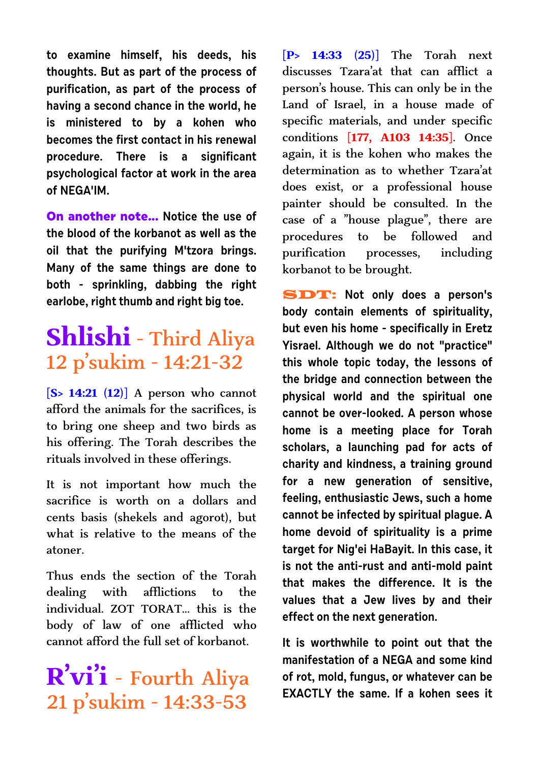**to examine himself, his deeds, his thoughts. But as part of the process of purification, as part of the process of having a second chance in the world, he is ministered to by a kohen who becomes the first contact in his renewal procedure. There is a significant psychological factor at work in the area of NEGA'IM.**

**On another note... Notice the use of the blood of the korbanot as well as the oil that the purifying M'tzora brings. Many of the same things are done to both - sprinkling, dabbing the right earlobe, right thumb and right big toe.**

# Shlishi - Third Aliya 12 p'sukim - 14:21-32

[S> 14:21 (12)] A person who cannot afford the animals for the sacrifices, is to bring one sheep and two birds as his offering. The Torah describes the rituals involved in these offerings.

It is not important how much the sacrifice is worth on a dollars and cents basis (shekels and agorot), but what is relative to the means of the atoner.

Thus ends the section of the Torah dealing with afflictions to the individual. ZOT TORAT... this is the body of law of one afflicted who cannot afford the full set of korbanot.

# R'vi'i - Fourth Aliya 21 p'sukim - 14:33-53

[P> 14:33 (25)] The Torah next discusses Tzara'at that can afflict a person's house. This can only be in the Land of Israel, in a house made of specific materials, and under specific conditions [177, A103 14:35]. Once again, it is the kohen who makes the determination as to whether Tzara'at does exist, or a professional house painter should be consulted. In the case of a "house plague", there are procedures to be followed and purification processes, including korbanot to be brought.

**SDT: Not only does a person's body contain elements of spirituality, but even his home - specifically in Eretz Yisrael. Although we do not "practice" this whole topic today, the lessons of the bridge and connection between the physical world and the spiritual one cannot be over-looked. A person whose home is a meeting place for Torah scholars, a launching pad for acts of charity and kindness, a training ground for a new generation of sensitive, feeling, enthusiastic Jews, such a home cannot be infected by spiritual plague. A home devoid of spirituality is a prime target for Nig'ei HaBayit. In this case, it is not the anti-rust and anti-mold paint that makes the difference. It is the values that a Jew lives by and their effect on the next generation.**

**It is worthwhile to point out that the manifestation of a NEGA and some kind of rot, mold, fungus, or whatever can be EXACTLY the same. If a kohen sees it**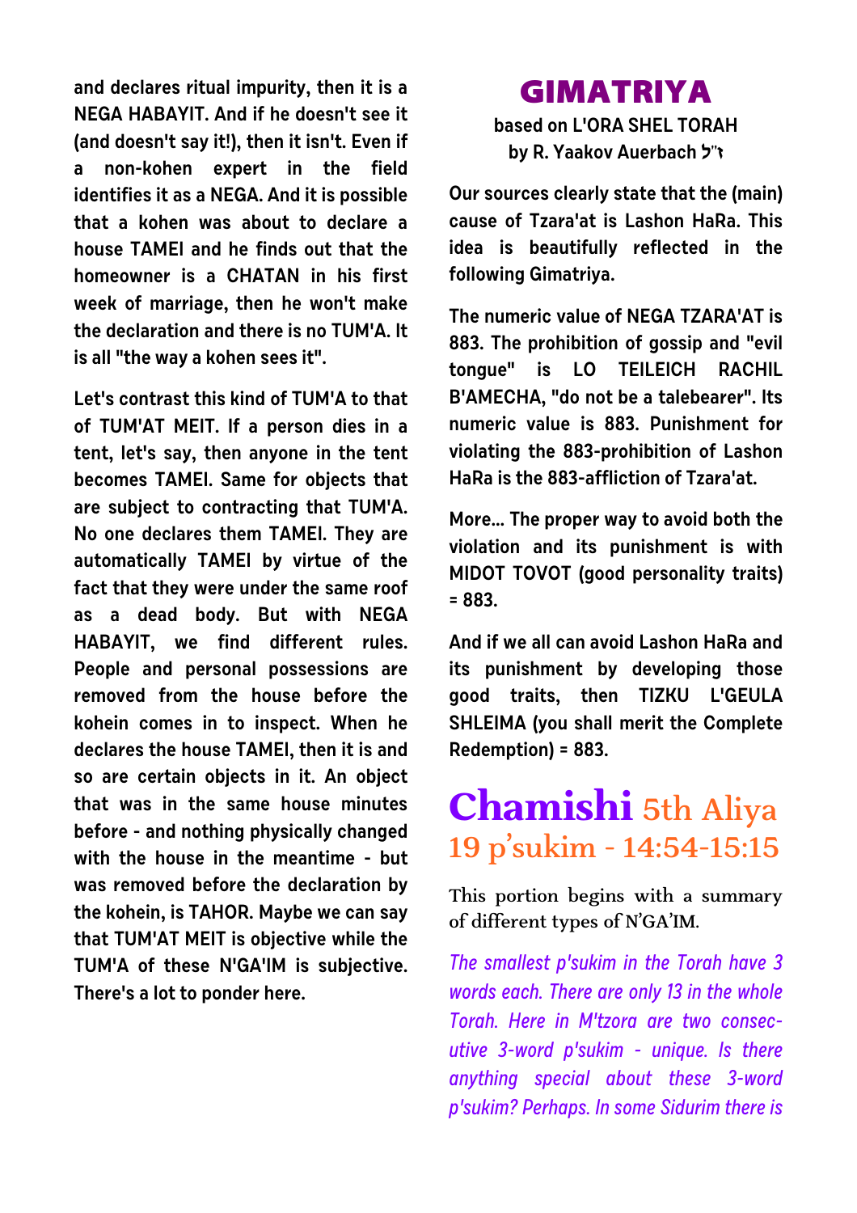and declares ritual impurity, then it is a NEGA HABAYIT. And if he doesn't see it (and doesn't say it!), then it isn't. Even if a non-kohen expert in the field identifies it as a NEGA. And it is possible that a kohen was about to declare a house TAMEI and he finds out that the homeowner is a CHATAN in his first week of marriage, then he won't make the declaration and there is no TUM'A. It is all "the way a kohen sees it".

Let's contrast this kind of TUM'A to that of TUM'AT MEIT. If a person dies in a tent, let's say, then anyone in the tent becomes TAMEI. Same for objects that are subject to contracting that TUM'A. No one declares them TAMEI. They are automatically TAMEI by virtue of the fact that they were under the same roof as a dead body. But with NEGA HABAYIT, we find different rules. People and personal possessions are removed from the house before the kohein comes in to inspect. When he declares the house TAMEI, then it is and so are certain objects in it. An object that was in the same house minutes before - and nothing physically changed with the house in the meantime - but was removed before the declaration by the kohein, is TAHOR. Maybe we can say that TUM'AT MEIT is objective while the TUM'A of these N'GA'IM is subjective. There's a lot to ponder here.

## GIMATRIYA

**based on L'ORA SHEL TORAH by R. Yaakov Auerbach ז"ל**

**Our sources clearly state that the (main) cause of Tzara'at is Lashon HaRa. This idea is beautifully reflected in the following Gimatriya.**

**The numeric value of NEGA TZARA'AT is 883. The prohibition of gossip and "evil tongue" is LO TEILEICH RACHIL B'AMECHA, "do not be a talebearer". Its numeric value is 883. Punishment for violating the 883-prohibition of Lashon HaRa is the 883-affliction of Tzara'at.**

**More... The proper way to avoid both the violation and its punishment is with MIDOT TOVOT (good personality traits) = 883.**

**And if we all can avoid Lashon HaRa and its punishment by developing those good traits, then TIZKU L'GEULA SHLEIMA (you shall merit the Complete Redemption) = 883.**

# Chamishi 5th Aliya
## 19 p'sukim - 14:54-15:15

This portion begins with a summary of different types of N'GA'IM.

*The smallest p'sukim in the Torah have 3 words each. There are only 13 in the whole Torah. Here in M'tzora are two consecutive 3-word p'sukim - unique. Is there anything special about these 3-word p'sukim? Perhaps. In some Sidurim there is*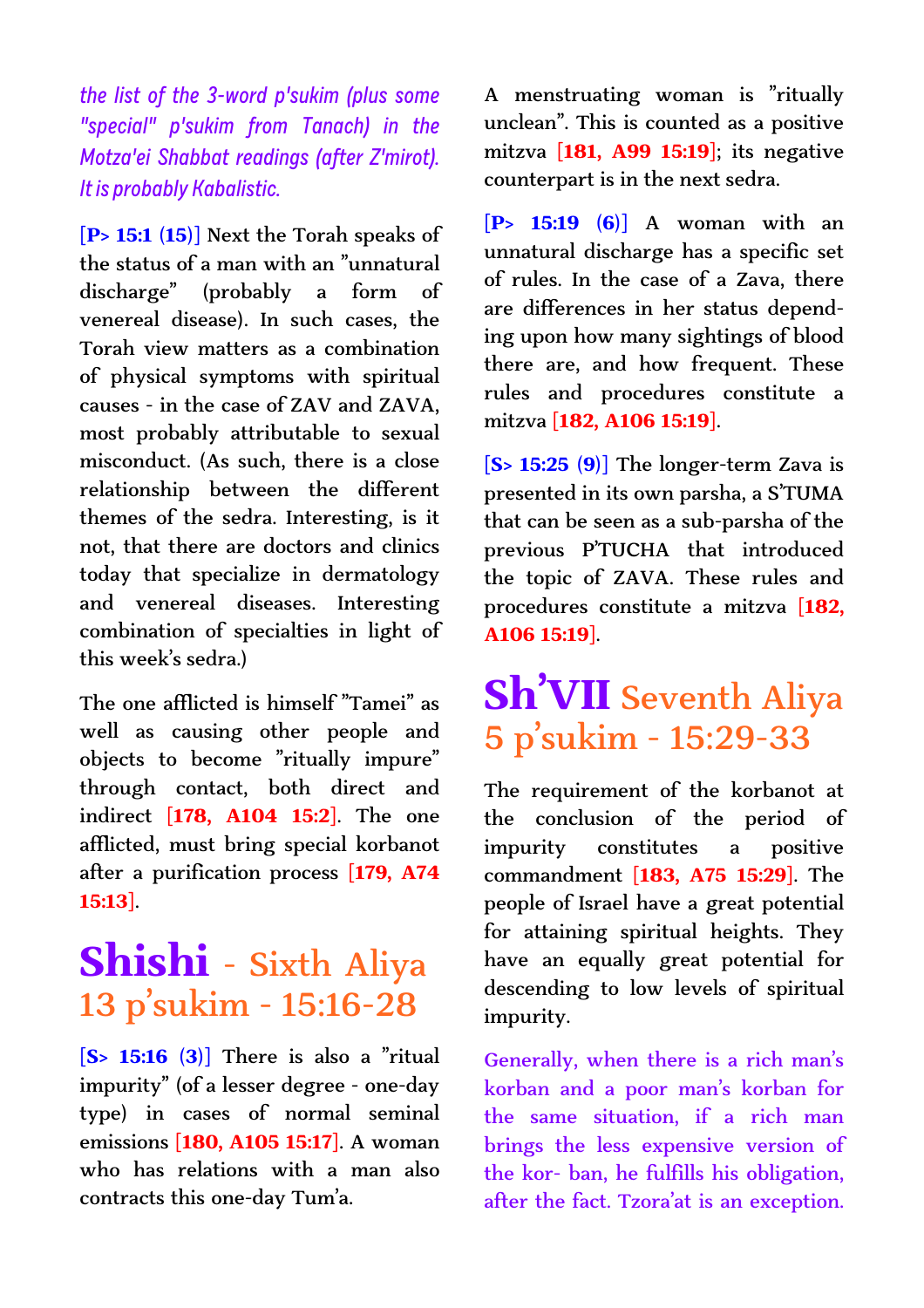*the list of the 3-word p'sukim (plus some "special" p'sukim from Tanach) in the Motza'ei Shabbat readings (after Z'mirot). It is probably Kabalistic.*

**[P> 15:1 (15)]** Next the Torah speaks of the status of a man with an "unnatural discharge" (probably a form of venereal disease). In such cases, the Torah view matters as a combination of physical symptoms with spiritual causes - in the case of ZAV and ZAVA, most probably attributable to sexual misconduct. (As such, there is a close relationship between the different themes of the sedra. Interesting, is it not, that there are doctors and clinics today that specialize in dermatology and venereal diseases. Interesting combination of specialties in light of this week's sedra.)

The one afflicted is himself "Tamei" as well as causing other people and objects to become "ritually impure" through contact, both direct and indirect **[178, A104 15:2]**. The one afflicted, must bring special korbanot after a purification process **[179, A74 15:13]**.

# Shishi - Sixth Aliya
## 13 p'sukim - 15:16-28

**[S> 15:16 (3)]** There is also a "ritual impurity" (of a lesser degree - one-day type) in cases of normal seminal emissions **[180, A105 15:17]**. A woman who has relations with a man also contracts this one-day Tum'a.

A menstruating woman is "ritually unclean". This is counted as a positive mitzva **[181, A99 15:19]**; its negative counterpart is in the next sedra.

**[P> 15:19 (6)]** A woman with an unnatural discharge has a specific set of rules. In the case of a Zava, there are differences in her status depending upon how many sightings of blood there are, and how frequent. These rules and procedures constitute a mitzva **[182, A106 15:19]**.

**[S> 15:25 (9)]** The longer-term Zava is presented in its own parsha, a S'TUMA that can be seen as a sub-parsha of the previous P'TUCHA that introduced the topic of ZAVA. These rules and procedures constitute a mitzva **[182, A106 15:19]**.

# Sh'VII Seventh Aliya
## 5 p'sukim - 15:29-33

The requirement of the korbanot at the conclusion of the period of impurity constitutes a positive commandment **[183, A75 15:29]**. The people of Israel have a great potential for attaining spiritual heights. They have an equally great potential for descending to low levels of spiritual impurity.

Generally, when there is a rich man's korban and a poor man's korban for the same situation, if a rich man brings the less expensive version of the kor- ban, he fulfills his obligation, after the fact. Tzora'at is an exception.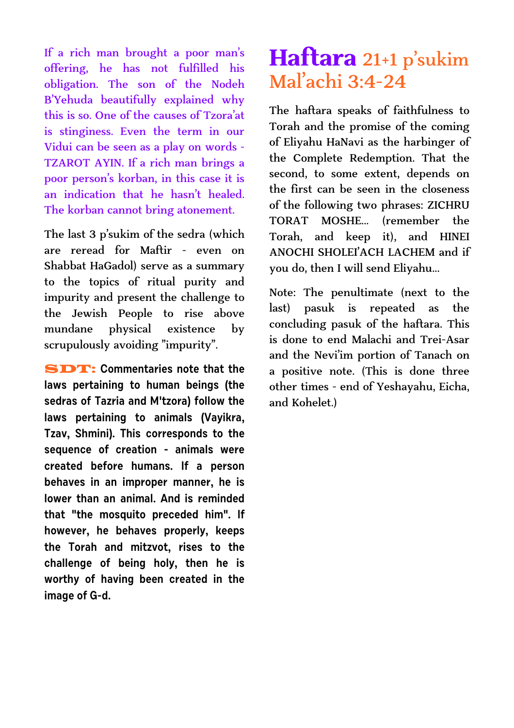If a rich man brought a poor man's offering, he has not fulfilled his obligation. The son of the Nodeh B'Yehuda beautifully explained why this is so. One of the causes of Tzora'at is stinginess. Even the term in our Vidui can be seen as a play on words - TZAROT AYIN. If a rich man brings a poor person's korban, in this case it is an indication that he hasn't healed. The korban cannot bring atonement.

The last 3 p'sukim of the sedra (which are reread for Maftir - even on Shabbat HaGadol) serve as a summary to the topics of ritual purity and impurity and present the challenge to the Jewish People to rise above mundane physical existence by scrupulously avoiding "impurity".

**SDT: Commentaries note that the laws pertaining to human beings (the sedras of Tazria and M'tzora) follow the laws pertaining to animals (Vayikra, Tzav, Shmini). This corresponds to the sequence of creation - animals were created before humans. If a person behaves in an improper manner, he is lower than an animal. And is reminded that "the mosquito preceded him". If however, he behaves properly, keeps the Torah and mitzvot, rises to the challenge of being holy, then he is worthy of having been created in the image of G-d.**

# Haftara 21+1 p'sukim Mal'achi 3:4-24

The haftara speaks of faithfulness to Torah and the promise of the coming of Eliyahu HaNavi as the harbinger of the Complete Redemption. That the second, to some extent, depends on the first can be seen in the closeness of the following two phrases: ZICHRU TORAT MOSHE... (remember the Torah, and keep it), and HINEI ANOCHI SHOLEI'ACH LACHEM and if you do, then I will send Eliyahu...

Note: The penultimate (next to the last) pasuk is repeated as the concluding pasuk of the haftara. This is done to end Malachi and Trei-Asar and the Nevi'im portion of Tanach on a positive note. (This is done three other times - end of Yeshayahu, Eicha, and Kohelet.)